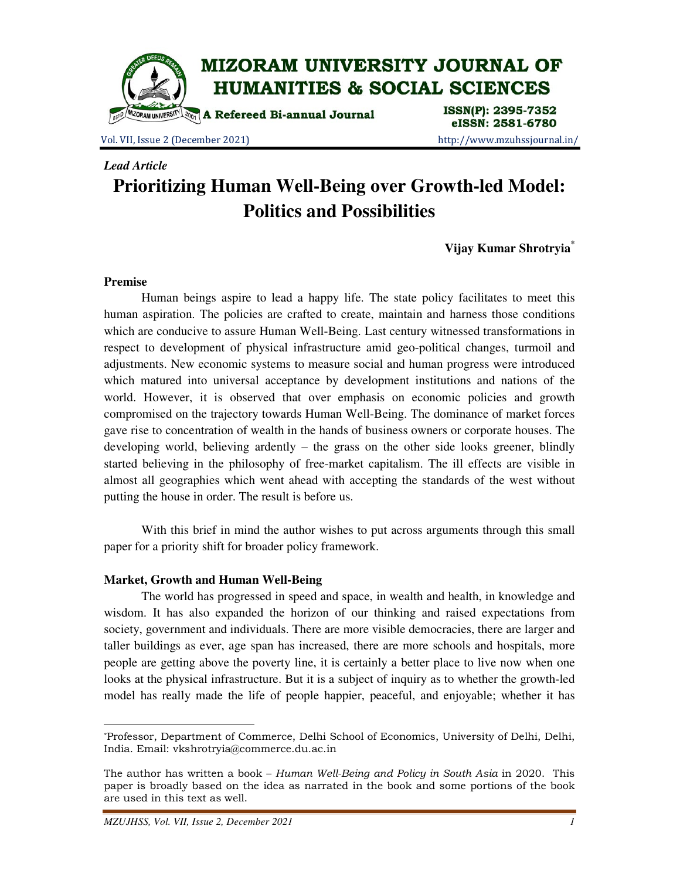*Lead Article*

# Prioritizing Human Well-Being over Growth-led Model: Politics and Possibilities

**Vijay Kumar Shrotryia***

### Premise

Human beings aspire to lead a happy life. The state policy facilitates to meet this human aspiration. The policies are crafted to create, maintain and harness those conditions which are conducive to assure Human Well-Being. Last century witnessed transformations in respect to development of physical infrastructure amid geo-political changes, turmoil and adjustments. New economic systems to measure social and human progress were introduced which matured into universal acceptance by development institutions and nations of the world. However, it is observed that over emphasis on economic policies and growth compromised on the trajectory towards Human Well-Being. The dominance of market forces gave rise to concentration of wealth in the hands of business owners or corporate houses. The developing world, believing ardently – the grass on the other side looks greener, blindly started believing in the philosophy of free-market capitalism. The ill effects are visible in almost all geographies which went ahead with accepting the standards of the west without putting the house in order. The result is before us.

With this brief in mind the author wishes to put across arguments through this small paper for a priority shift for broader policy framework.

### Market, Growth and Human Well-Being

The world has progressed in speed and space, in wealth and health, in knowledge and wisdom. It has also expanded the horizon of our thinking and raised expectations from society, government and individuals. There are more visible democracies, there are larger and taller buildings as ever, age span has increased, there are more schools and hospitals, more people are getting above the poverty line, it is certainly a better place to live now when one looks at the physical infrastructure. But it is a subject of inquiry as to whether the growth-led model has really made the life of people happier, peaceful, and enjoyable; whether it has

---

*Professor, Department of Commerce, Delhi School of Economics, University of Delhi, Delhi, India. Email: vkshrotryia@commerce.du.ac.in

The author has written a book – *Human Well-Being and Policy in South Asia* in 2020. This paper is broadly based on the idea as narrated in the book and some portions of the book are used in this text as well.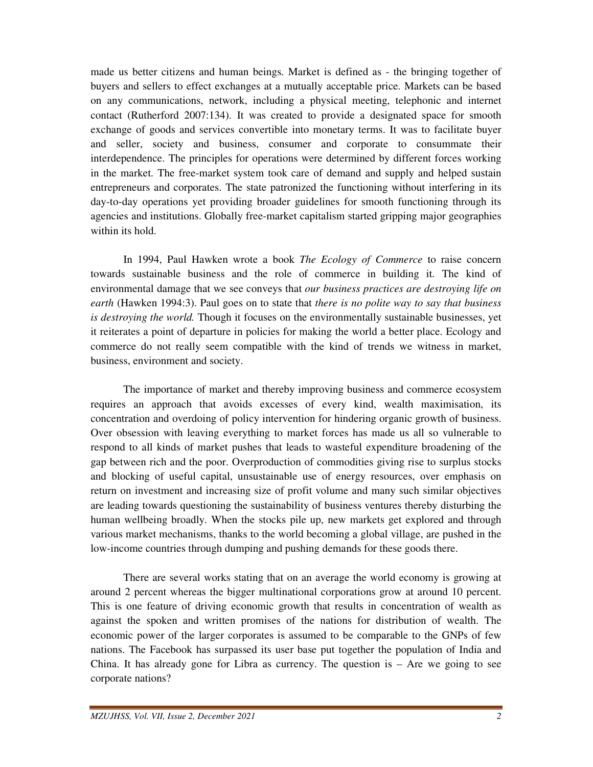made us better citizens and human beings. Market is defined as - the bringing together of buyers and sellers to effect exchanges at a mutually acceptable price. Markets can be based on any communications, network, including a physical meeting, telephonic and internet contact (Rutherford 2007:134). It was created to provide a designated space for smooth exchange of goods and services convertible into monetary terms. It was to facilitate buyer and seller, society and business, consumer and corporate to consummate their interdependence. The principles for operations were determined by different forces working in the market. The free-market system took care of demand and supply and helped sustain entrepreneurs and corporates. The state patronized the functioning without interfering in its day-to-day operations yet providing broader guidelines for smooth functioning through its agencies and institutions. Globally free-market capitalism started gripping major geographies within its hold.

In 1994, Paul Hawken wrote a book *The Ecology of Commerce* to raise concern towards sustainable business and the role of commerce in building it. The kind of environmental damage that we see conveys that *our business practices are destroying life on earth* (Hawken 1994:3). Paul goes on to state that *there is no polite way to say that business is destroying the world.* Though it focuses on the environmentally sustainable businesses, yet it reiterates a point of departure in policies for making the world a better place. Ecology and commerce do not really seem compatible with the kind of trends we witness in market, business, environment and society.

The importance of market and thereby improving business and commerce ecosystem requires an approach that avoids excesses of every kind, wealth maximisation, its concentration and overdoing of policy intervention for hindering organic growth of business. Over obsession with leaving everything to market forces has made us all so vulnerable to respond to all kinds of market pushes that leads to wasteful expenditure broadening of the gap between rich and the poor. Overproduction of commodities giving rise to surplus stocks and blocking of useful capital, unsustainable use of energy resources, over emphasis on return on investment and increasing size of profit volume and many such similar objectives are leading towards questioning the sustainability of business ventures thereby disturbing the human wellbeing broadly. When the stocks pile up, new markets get explored and through various market mechanisms, thanks to the world becoming a global village, are pushed in the low-income countries through dumping and pushing demands for these goods there.

There are several works stating that on an average the world economy is growing at around 2 percent whereas the bigger multinational corporations grow at around 10 percent. This is one feature of driving economic growth that results in concentration of wealth as against the spoken and written promises of the nations for distribution of wealth. The economic power of the larger corporates is assumed to be comparable to the GNPs of few nations. The Facebook has surpassed its user base put together the population of India and China. It has already gone for Libra as currency. The question is – Are we going to see corporate nations?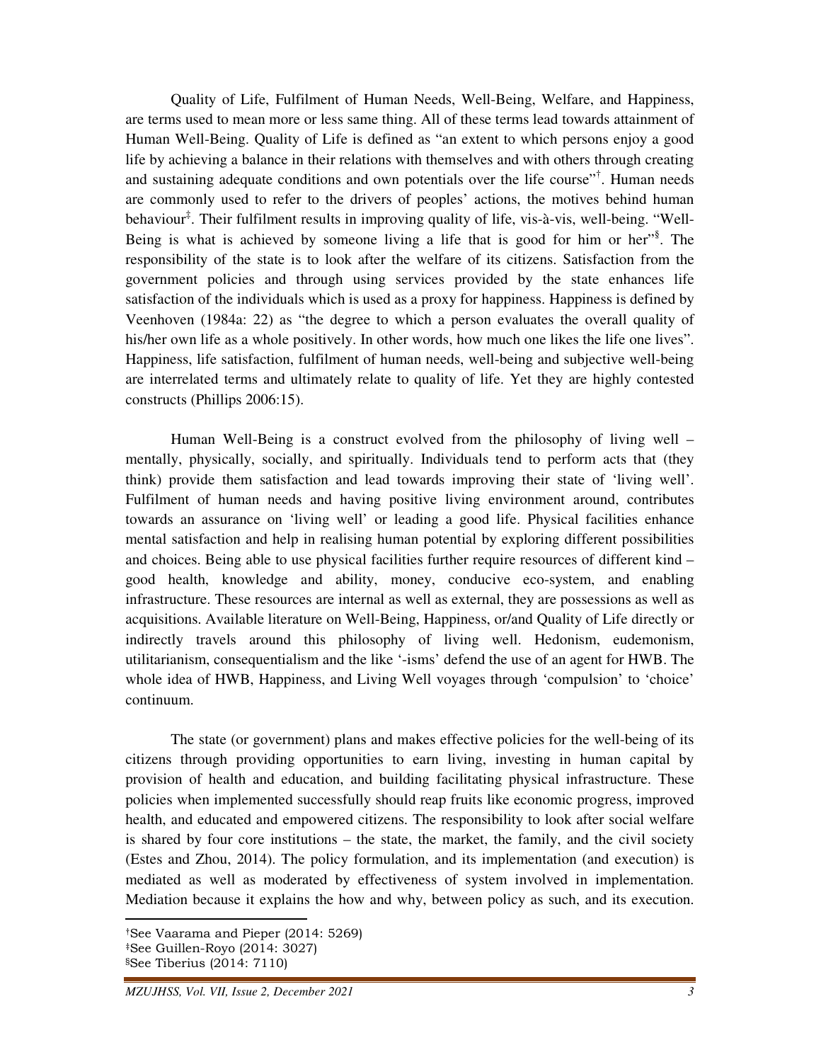Quality of Life, Fulfilment of Human Needs, Well-Being, Welfare, and Happiness, are terms used to mean more or less same thing. All of these terms lead towards attainment of Human Well-Being. Quality of Life is defined as "an extent to which persons enjoy a good life by achieving a balance in their relations with themselves and with others through creating and sustaining adequate conditions and own potentials over the life course"[†]. Human needs are commonly used to refer to the drivers of peoples' actions, the motives behind human behaviour[‡]. Their fulfilment results in improving quality of life, vis-à-vis, well-being. "Well-Being is what is achieved by someone living a life that is good for him or her"[§]. The responsibility of the state is to look after the welfare of its citizens. Satisfaction from the government policies and through using services provided by the state enhances life satisfaction of the individuals which is used as a proxy for happiness. Happiness is defined by Veenhoven (1984a: 22) as "the degree to which a person evaluates the overall quality of his/her own life as a whole positively. In other words, how much one likes the life one lives". Happiness, life satisfaction, fulfilment of human needs, well-being and subjective well-being are interrelated terms and ultimately relate to quality of life. Yet they are highly contested constructs (Phillips 2006:15).

Human Well-Being is a construct evolved from the philosophy of living well – mentally, physically, socially, and spiritually. Individuals tend to perform acts that (they think) provide them satisfaction and lead towards improving their state of 'living well'. Fulfilment of human needs and having positive living environment around, contributes towards an assurance on 'living well' or leading a good life. Physical facilities enhance mental satisfaction and help in realising human potential by exploring different possibilities and choices. Being able to use physical facilities further require resources of different kind – good health, knowledge and ability, money, conducive eco-system, and enabling infrastructure. These resources are internal as well as external, they are possessions as well as acquisitions. Available literature on Well-Being, Happiness, or/and Quality of Life directly or indirectly travels around this philosophy of living well. Hedonism, eudemonism, utilitarianism, consequentialism and the like '-isms' defend the use of an agent for HWB. The whole idea of HWB, Happiness, and Living Well voyages through 'compulsion' to 'choice' continuum.

The state (or government) plans and makes effective policies for the well-being of its citizens through providing opportunities to earn living, investing in human capital by provision of health and education, and building facilitating physical infrastructure. These policies when implemented successfully should reap fruits like economic progress, improved health, and educated and empowered citizens. The responsibility to look after social welfare is shared by four core institutions – the state, the market, the family, and the civil society (Estes and Zhou, 2014). The policy formulation, and its implementation (and execution) is mediated as well as moderated by effectiveness of system involved in implementation. Mediation because it explains the how and why, between policy as such, and its execution.

---

[†]See Vaarama and Pieper (2014: 5269)

[‡]See Guillen-Royo (2014: 3027)

[§]See Tiberius (2014: 7110)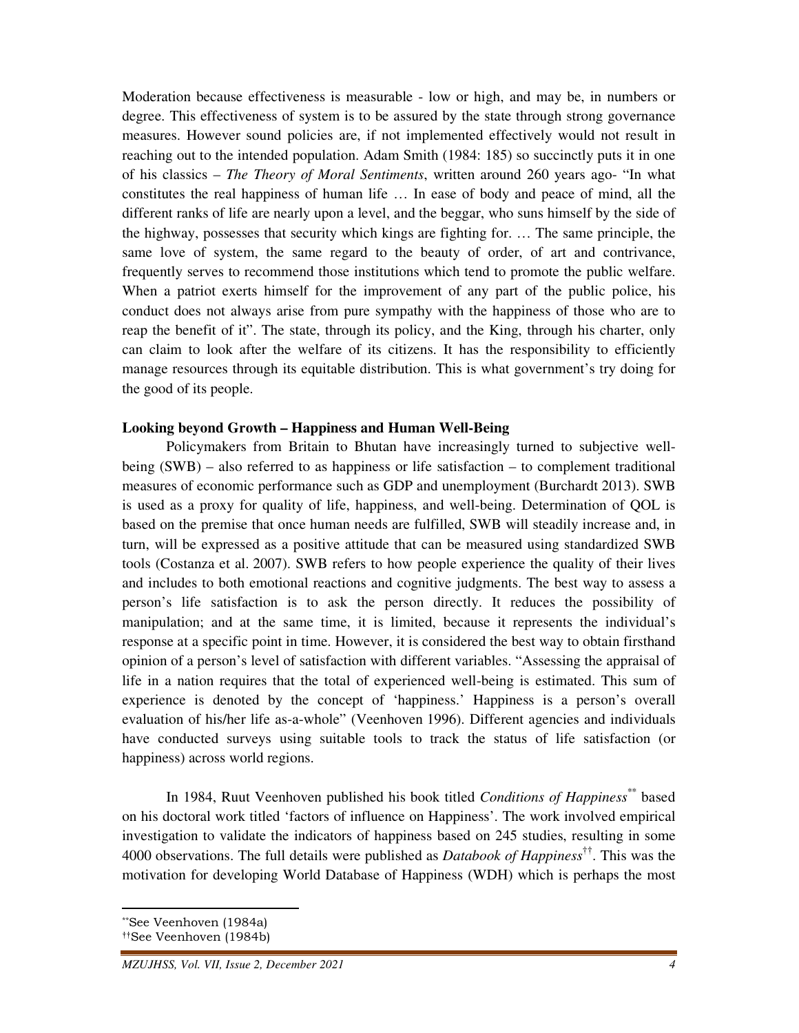Moderation because effectiveness is measurable - low or high, and may be, in numbers or degree. This effectiveness of system is to be assured by the state through strong governance measures. However sound policies are, if not implemented effectively would not result in reaching out to the intended population. Adam Smith (1984: 185) so succinctly puts it in one of his classics – *The Theory of Moral Sentiments*, written around 260 years ago- "In what constitutes the real happiness of human life … In ease of body and peace of mind, all the different ranks of life are nearly upon a level, and the beggar, who suns himself by the side of the highway, possesses that security which kings are fighting for. … The same principle, the same love of system, the same regard to the beauty of order, of art and contrivance, frequently serves to recommend those institutions which tend to promote the public welfare. When a patriot exerts himself for the improvement of any part of the public police, his conduct does not always arise from pure sympathy with the happiness of those who are to reap the benefit of it". The state, through its policy, and the King, through his charter, only can claim to look after the welfare of its citizens. It has the responsibility to efficiently manage resources through its equitable distribution. This is what government's try doing for the good of its people.

**Looking beyond Growth – Happiness and Human Well-Being**

Policymakers from Britain to Bhutan have increasingly turned to subjective well-being (SWB) – also referred to as happiness or life satisfaction – to complement traditional measures of economic performance such as GDP and unemployment (Burchardt 2013). SWB is used as a proxy for quality of life, happiness, and well-being. Determination of QOL is based on the premise that once human needs are fulfilled, SWB will steadily increase and, in turn, will be expressed as a positive attitude that can be measured using standardized SWB tools (Costanza et al. 2007). SWB refers to how people experience the quality of their lives and includes to both emotional reactions and cognitive judgments. The best way to assess a person's life satisfaction is to ask the person directly. It reduces the possibility of manipulation; and at the same time, it is limited, because it represents the individual's response at a specific point in time. However, it is considered the best way to obtain firsthand opinion of a person's level of satisfaction with different variables. "Assessing the appraisal of life in a nation requires that the total of experienced well-being is estimated. This sum of experience is denoted by the concept of 'happiness.' Happiness is a person's overall evaluation of his/her life as-a-whole" (Veenhoven 1996). Different agencies and individuals have conducted surveys using suitable tools to track the status of life satisfaction (or happiness) across world regions.

In 1984, Ruut Veenhoven published his book titled *Conditions of Happiness*[\*\*] based on his doctoral work titled 'factors of influence on Happiness'. The work involved empirical investigation to validate the indicators of happiness based on 245 studies, resulting in some 4000 observations. The full details were published as *Databook of Happiness*[††]. This was the motivation for developing World Database of Happiness (WDH) which is perhaps the most

---

[\*\*] See Veenhoven (1984a)

[††] See Veenhoven (1984b)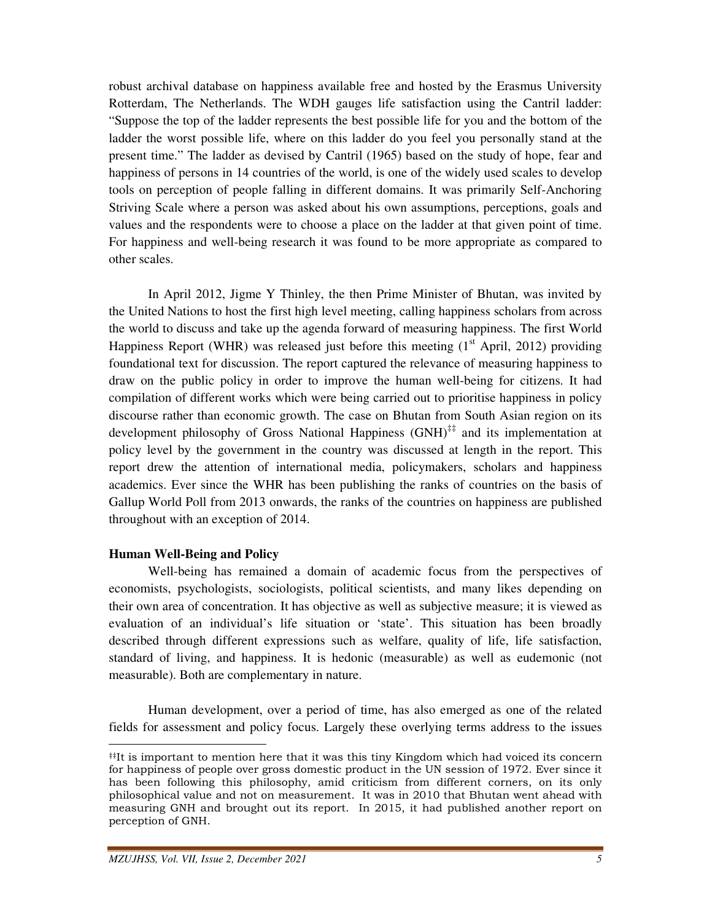robust archival database on happiness available free and hosted by the Erasmus University Rotterdam, The Netherlands. The WDH gauges life satisfaction using the Cantril ladder: "Suppose the top of the ladder represents the best possible life for you and the bottom of the ladder the worst possible life, where on this ladder do you feel you personally stand at the present time." The ladder as devised by Cantril (1965) based on the study of hope, fear and happiness of persons in 14 countries of the world, is one of the widely used scales to develop tools on perception of people falling in different domains. It was primarily Self-Anchoring Striving Scale where a person was asked about his own assumptions, perceptions, goals and values and the respondents were to choose a place on the ladder at that given point of time. For happiness and well-being research it was found to be more appropriate as compared to other scales.

In April 2012, Jigme Y Thinley, the then Prime Minister of Bhutan, was invited by the United Nations to host the first high level meeting, calling happiness scholars from across the world to discuss and take up the agenda forward of measuring happiness. The first World Happiness Report (WHR) was released just before this meeting (1st April, 2012) providing foundational text for discussion. The report captured the relevance of measuring happiness to draw on the public policy in order to improve the human well-being for citizens. It had compilation of different works which were being carried out to prioritise happiness in policy discourse rather than economic growth. The case on Bhutan from South Asian region on its development philosophy of Gross National Happiness (GNH)[‡‡] and its implementation at policy level by the government in the country was discussed at length in the report. This report drew the attention of international media, policymakers, scholars and happiness academics. Ever since the WHR has been publishing the ranks of countries on the basis of Gallup World Poll from 2013 onwards, the ranks of the countries on happiness are published throughout with an exception of 2014.

**Human Well-Being and Policy**

Well-being has remained a domain of academic focus from the perspectives of economists, psychologists, sociologists, political scientists, and many likes depending on their own area of concentration. It has objective as well as subjective measure; it is viewed as evaluation of an individual's life situation or 'state'. This situation has been broadly described through different expressions such as welfare, quality of life, life satisfaction, standard of living, and happiness. It is hedonic (measurable) as well as eudemonic (not measurable). Both are complementary in nature.

Human development, over a period of time, has also emerged as one of the related fields for assessment and policy focus. Largely these overlying terms address to the issues

[‡‡]It is important to mention here that it was this tiny Kingdom which had voiced its concern for happiness of people over gross domestic product in the UN session of 1972. Ever since it has been following this philosophy, amid criticism from different corners, on its only philosophical value and not on measurement. It was in 2010 that Bhutan went ahead with measuring GNH and brought out its report. In 2015, it had published another report on perception of GNH.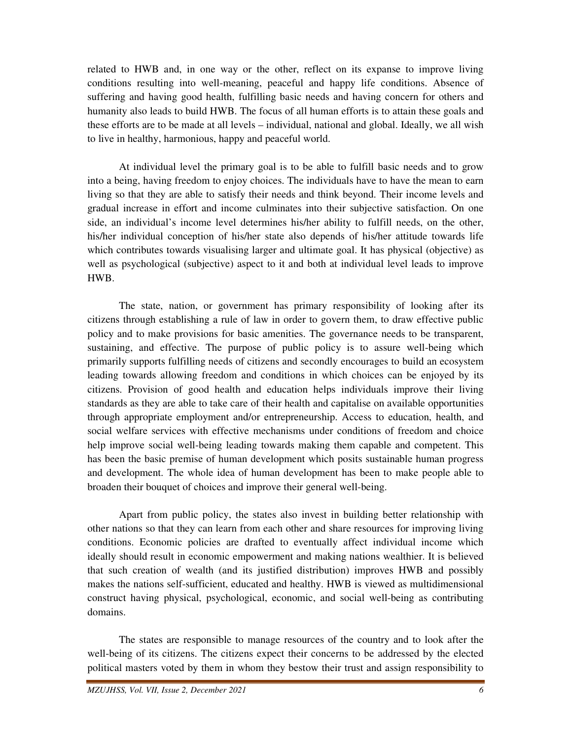related to HWB and, in one way or the other, reflect on its expanse to improve living conditions resulting into well-meaning, peaceful and happy life conditions. Absence of suffering and having good health, fulfilling basic needs and having concern for others and humanity also leads to build HWB. The focus of all human efforts is to attain these goals and these efforts are to be made at all levels – individual, national and global. Ideally, we all wish to live in healthy, harmonious, happy and peaceful world.

At individual level the primary goal is to be able to fulfill basic needs and to grow into a being, having freedom to enjoy choices. The individuals have to have the mean to earn living so that they are able to satisfy their needs and think beyond. Their income levels and gradual increase in effort and income culminates into their subjective satisfaction. On one side, an individual's income level determines his/her ability to fulfill needs, on the other, his/her individual conception of his/her state also depends of his/her attitude towards life which contributes towards visualising larger and ultimate goal. It has physical (objective) as well as psychological (subjective) aspect to it and both at individual level leads to improve HWB.

The state, nation, or government has primary responsibility of looking after its citizens through establishing a rule of law in order to govern them, to draw effective public policy and to make provisions for basic amenities. The governance needs to be transparent, sustaining, and effective. The purpose of public policy is to assure well-being which primarily supports fulfilling needs of citizens and secondly encourages to build an ecosystem leading towards allowing freedom and conditions in which choices can be enjoyed by its citizens. Provision of good health and education helps individuals improve their living standards as they are able to take care of their health and capitalise on available opportunities through appropriate employment and/or entrepreneurship. Access to education, health, and social welfare services with effective mechanisms under conditions of freedom and choice help improve social well-being leading towards making them capable and competent. This has been the basic premise of human development which posits sustainable human progress and development. The whole idea of human development has been to make people able to broaden their bouquet of choices and improve their general well-being.

Apart from public policy, the states also invest in building better relationship with other nations so that they can learn from each other and share resources for improving living conditions. Economic policies are drafted to eventually affect individual income which ideally should result in economic empowerment and making nations wealthier. It is believed that such creation of wealth (and its justified distribution) improves HWB and possibly makes the nations self-sufficient, educated and healthy. HWB is viewed as multidimensional construct having physical, psychological, economic, and social well-being as contributing domains.

The states are responsible to manage resources of the country and to look after the well-being of its citizens. The citizens expect their concerns to be addressed by the elected political masters voted by them in whom they bestow their trust and assign responsibility to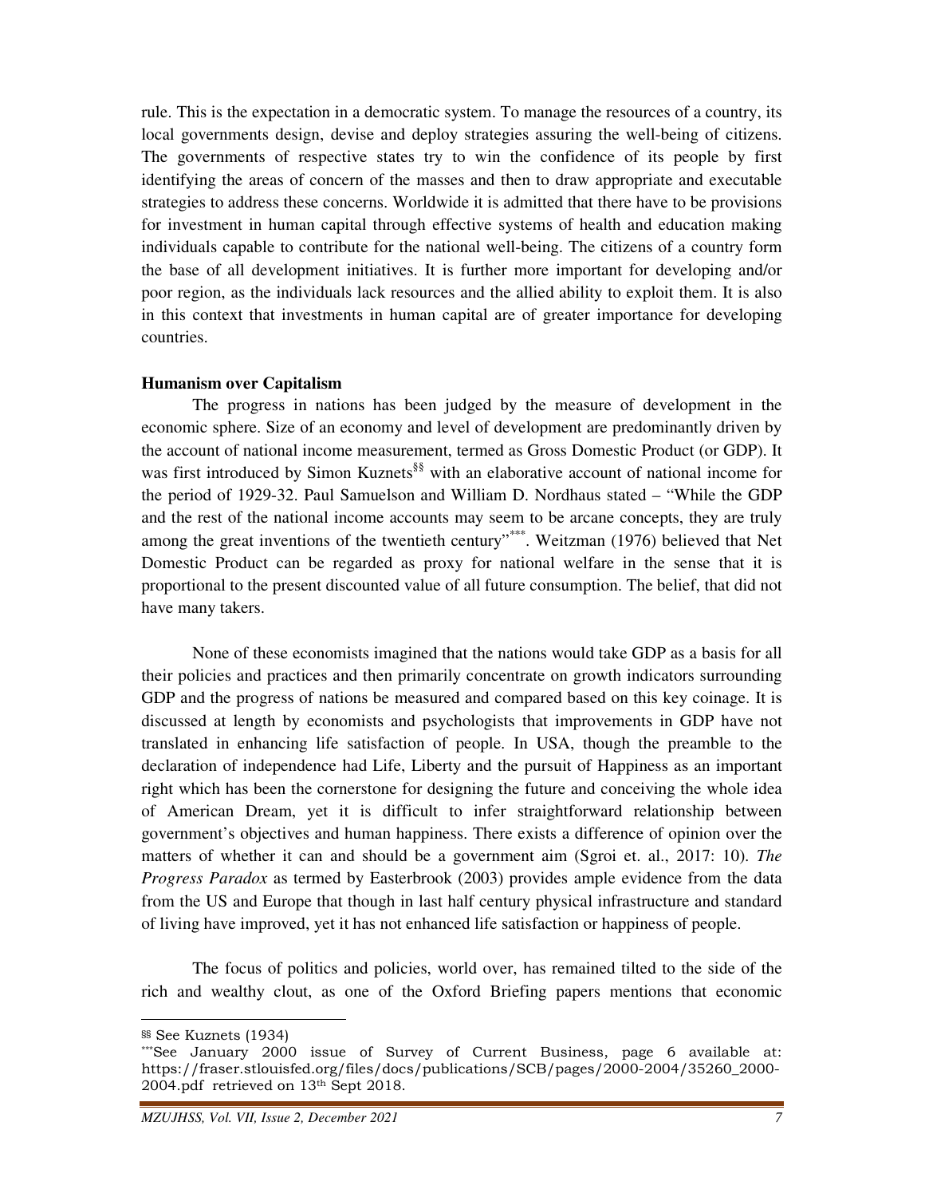rule. This is the expectation in a democratic system. To manage the resources of a country, its local governments design, devise and deploy strategies assuring the well-being of citizens. The governments of respective states try to win the confidence of its people by first identifying the areas of concern of the masses and then to draw appropriate and executable strategies to address these concerns. Worldwide it is admitted that there have to be provisions for investment in human capital through effective systems of health and education making individuals capable to contribute for the national well-being. The citizens of a country form the base of all development initiatives. It is further more important for developing and/or poor region, as the individuals lack resources and the allied ability to exploit them. It is also in this context that investments in human capital are of greater importance for developing countries.

**Humanism over Capitalism**

The progress in nations has been judged by the measure of development in the economic sphere. Size of an economy and level of development are predominantly driven by the account of national income measurement, termed as Gross Domestic Product (or GDP). It was first introduced by Simon Kuznets[§§] with an elaborative account of national income for the period of 1929-32. Paul Samuelson and William D. Nordhaus stated – "While the GDP and the rest of the national income accounts may seem to be arcane concepts, they are truly among the great inventions of the twentieth century"[***]. Weitzman (1976) believed that Net Domestic Product can be regarded as proxy for national welfare in the sense that it is proportional to the present discounted value of all future consumption. The belief, that did not have many takers.

None of these economists imagined that the nations would take GDP as a basis for all their policies and practices and then primarily concentrate on growth indicators surrounding GDP and the progress of nations be measured and compared based on this key coinage. It is discussed at length by economists and psychologists that improvements in GDP have not translated in enhancing life satisfaction of people. In USA, though the preamble to the declaration of independence had Life, Liberty and the pursuit of Happiness as an important right which has been the cornerstone for designing the future and conceiving the whole idea of American Dream, yet it is difficult to infer straightforward relationship between government's objectives and human happiness. There exists a difference of opinion over the matters of whether it can and should be a government aim (Sgroi et. al., 2017: 10). *The Progress Paradox* as termed by Easterbrook (2003) provides ample evidence from the data from the US and Europe that though in last half century physical infrastructure and standard of living have improved, yet it has not enhanced life satisfaction or happiness of people.

The focus of politics and policies, world over, has remained tilted to the side of the rich and wealthy clout, as one of the Oxford Briefing papers mentions that economic

---

§§ See Kuznets (1934)

***See January 2000 issue of Survey of Current Business, page 6 available at: https://fraser.stlouisfed.org/files/docs/publications/SCB/pages/2000-2004/35260_2000-2004.pdf retrieved on 13th Sept 2018.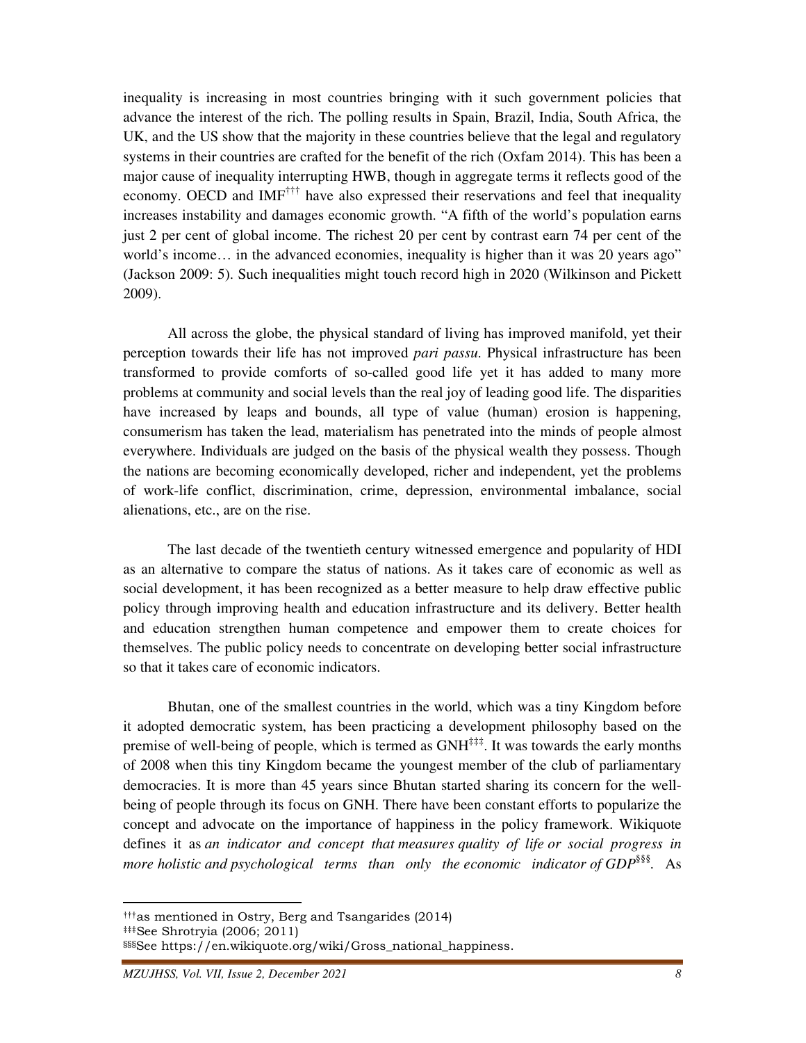inequality is increasing in most countries bringing with it such government policies that advance the interest of the rich. The polling results in Spain, Brazil, India, South Africa, the UK, and the US show that the majority in these countries believe that the legal and regulatory systems in their countries are crafted for the benefit of the rich (Oxfam 2014). This has been a major cause of inequality interrupting HWB, though in aggregate terms it reflects good of the economy. OECD and IMF[†††] have also expressed their reservations and feel that inequality increases instability and damages economic growth. "A fifth of the world's population earns just 2 per cent of global income. The richest 20 per cent by contrast earn 74 per cent of the world's income… in the advanced economies, inequality is higher than it was 20 years ago" (Jackson 2009: 5). Such inequalities might touch record high in 2020 (Wilkinson and Pickett 2009).

All across the globe, the physical standard of living has improved manifold, yet their perception towards their life has not improved *pari passu.* Physical infrastructure has been transformed to provide comforts of so-called good life yet it has added to many more problems at community and social levels than the real joy of leading good life. The disparities have increased by leaps and bounds, all type of value (human) erosion is happening, consumerism has taken the lead, materialism has penetrated into the minds of people almost everywhere. Individuals are judged on the basis of the physical wealth they possess. Though the nations are becoming economically developed, richer and independent, yet the problems of work-life conflict, discrimination, crime, depression, environmental imbalance, social alienations, etc., are on the rise.

The last decade of the twentieth century witnessed emergence and popularity of HDI as an alternative to compare the status of nations. As it takes care of economic as well as social development, it has been recognized as a better measure to help draw effective public policy through improving health and education infrastructure and its delivery. Better health and education strengthen human competence and empower them to create choices for themselves. The public policy needs to concentrate on developing better social infrastructure so that it takes care of economic indicators.

Bhutan, one of the smallest countries in the world, which was a tiny Kingdom before it adopted democratic system, has been practicing a development philosophy based on the premise of well-being of people, which is termed as GNH[‡‡‡]. It was towards the early months of 2008 when this tiny Kingdom became the youngest member of the club of parliamentary democracies. It is more than 45 years since Bhutan started sharing its concern for the well-being of people through its focus on GNH. There have been constant efforts to popularize the concept and advocate on the importance of happiness in the policy framework. Wikiquote defines it as *an indicator and concept that measures quality of life or social progress in more holistic and psychological terms than only the economic indicator of GDP*[§§§]. As

---

[†††]as mentioned in Ostry, Berg and Tsangarides (2014)

[‡‡‡]See Shrotryia (2006; 2011)

[§§§]See https://en.wikiquote.org/wiki/Gross_national_happiness.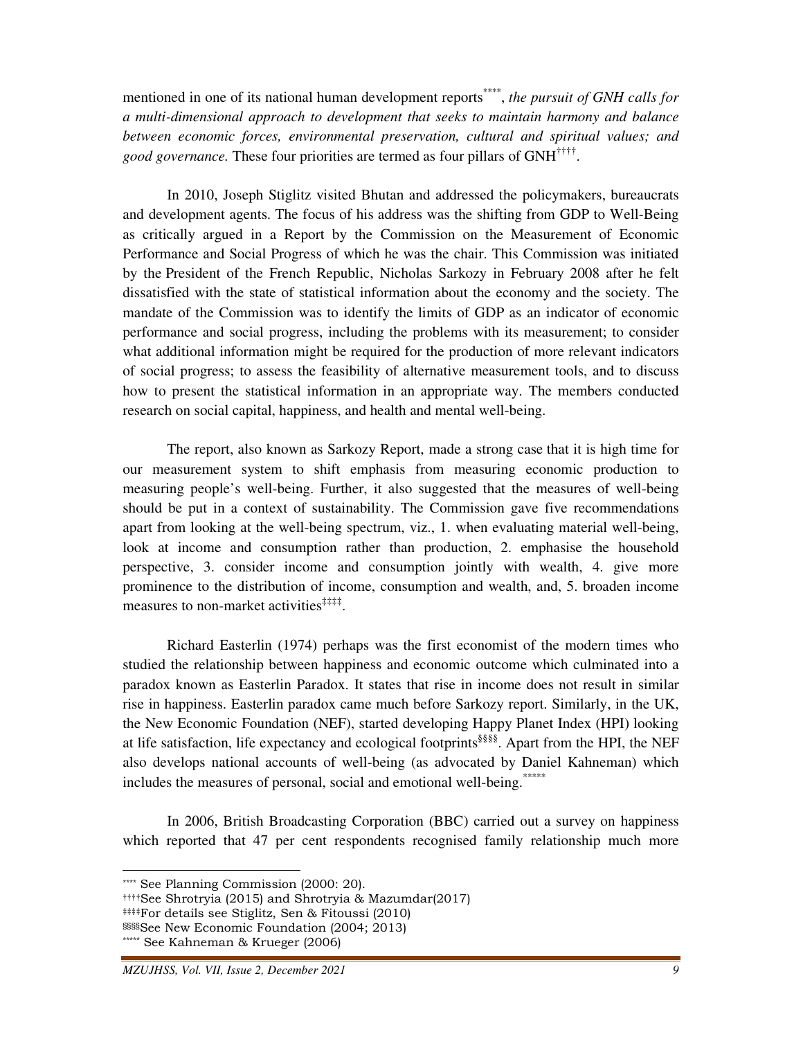mentioned in one of its national human development reports[****], *the pursuit of GNH calls for a multi-dimensional approach to development that seeks to maintain harmony and balance between economic forces, environmental preservation, cultural and spiritual values; and good governance.* These four priorities are termed as four pillars of GNH[††††].

In 2010, Joseph Stiglitz visited Bhutan and addressed the policymakers, bureaucrats and development agents. The focus of his address was the shifting from GDP to Well-Being as critically argued in a Report by the Commission on the Measurement of Economic Performance and Social Progress of which he was the chair. This Commission was initiated by the President of the French Republic, Nicholas Sarkozy in February 2008 after he felt dissatisfied with the state of statistical information about the economy and the society. The mandate of the Commission was to identify the limits of GDP as an indicator of economic performance and social progress, including the problems with its measurement; to consider what additional information might be required for the production of more relevant indicators of social progress; to assess the feasibility of alternative measurement tools, and to discuss how to present the statistical information in an appropriate way. The members conducted research on social capital, happiness, and health and mental well-being.

The report, also known as Sarkozy Report, made a strong case that it is high time for our measurement system to shift emphasis from measuring economic production to measuring people's well-being. Further, it also suggested that the measures of well-being should be put in a context of sustainability. The Commission gave five recommendations apart from looking at the well-being spectrum, viz., 1. when evaluating material well-being, look at income and consumption rather than production, 2. emphasise the household perspective, 3. consider income and consumption jointly with wealth, 4. give more prominence to the distribution of income, consumption and wealth, and, 5. broaden income measures to non-market activities[‡‡‡‡].

Richard Easterlin (1974) perhaps was the first economist of the modern times who studied the relationship between happiness and economic outcome which culminated into a paradox known as Easterlin Paradox. It states that rise in income does not result in similar rise in happiness. Easterlin paradox came much before Sarkozy report. Similarly, in the UK, the New Economic Foundation (NEF), started developing Happy Planet Index (HPI) looking at life satisfaction, life expectancy and ecological footprints[§§§§]. Apart from the HPI, the NEF also develops national accounts of well-being (as advocated by Daniel Kahneman) which includes the measures of personal, social and emotional well-being.[*****]

In 2006, British Broadcasting Corporation (BBC) carried out a survey on happiness which reported that 47 per cent respondents recognised family relationship much more

---

[****] See Planning Commission (2000: 20).

[††††] See Shrotryia (2015) and Shrotryia & Mazumdar(2017)

[‡‡‡‡] For details see Stiglitz, Sen & Fitoussi (2010)

[§§§§] See New Economic Foundation (2004; 2013)

[*****] See Kahneman & Krueger (2006)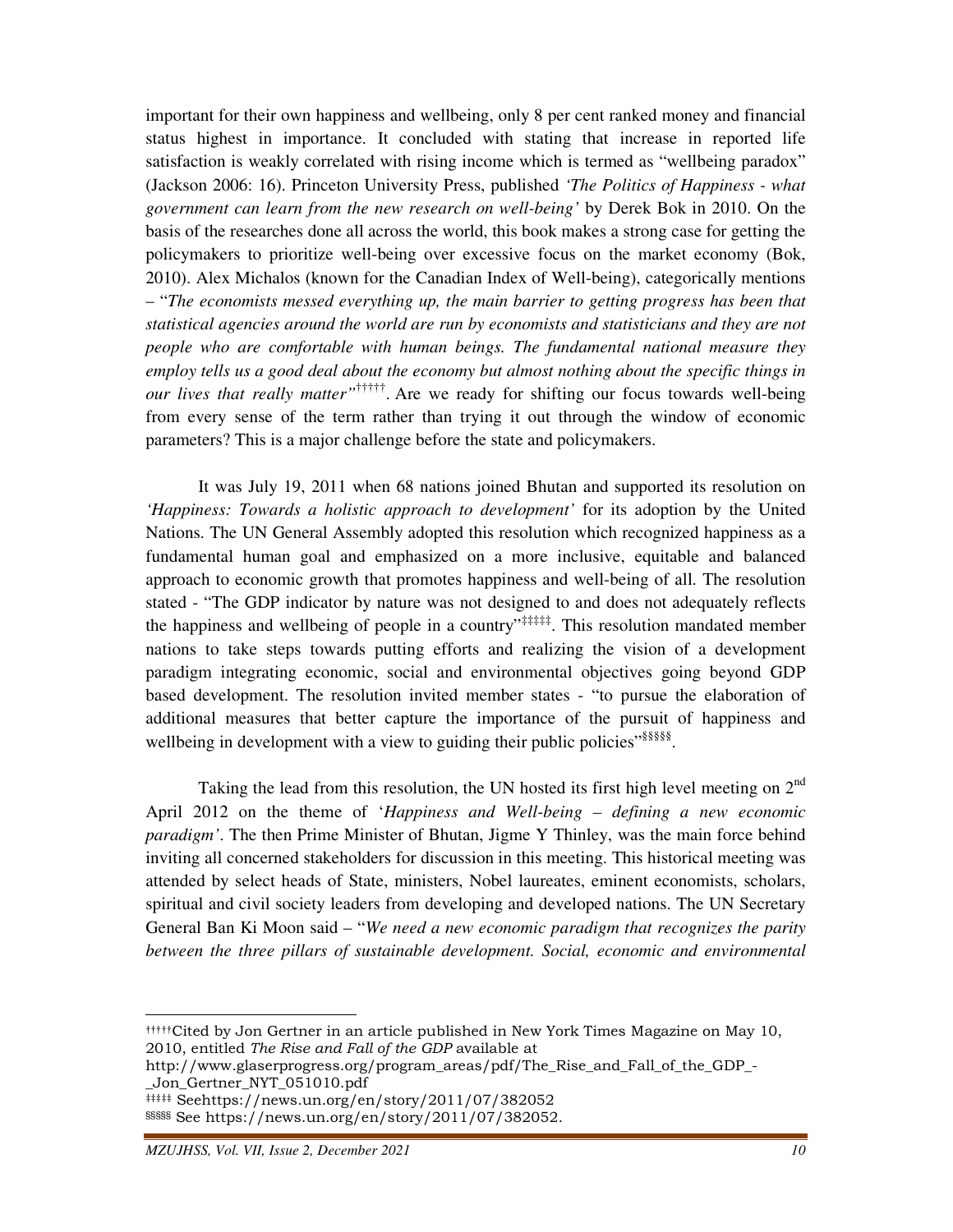important for their own happiness and wellbeing, only 8 per cent ranked money and financial status highest in importance. It concluded with stating that increase in reported life satisfaction is weakly correlated with rising income which is termed as "wellbeing paradox" (Jackson 2006: 16). Princeton University Press, published *'The Politics of Happiness - what government can learn from the new research on well-being'* by Derek Bok in 2010. On the basis of the researches done all across the world, this book makes a strong case for getting the policymakers to prioritize well-being over excessive focus on the market economy (Bok, 2010). Alex Michalos (known for the Canadian Index of Well-being), categorically mentions – "*The economists messed everything up, the main barrier to getting progress has been that statistical agencies around the world are run by economists and statisticians and they are not people who are comfortable with human beings. The fundamental national measure they employ tells us a good deal about the economy but almost nothing about the specific things in our lives that really matter"*[†††††]. Are we ready for shifting our focus towards well-being from every sense of the term rather than trying it out through the window of economic parameters? This is a major challenge before the state and policymakers.

It was July 19, 2011 when 68 nations joined Bhutan and supported its resolution on *'Happiness: Towards a holistic approach to development'* for its adoption by the United Nations. The UN General Assembly adopted this resolution which recognized happiness as a fundamental human goal and emphasized on a more inclusive, equitable and balanced approach to economic growth that promotes happiness and well-being of all. The resolution stated - "The GDP indicator by nature was not designed to and does not adequately reflects the happiness and wellbeing of people in a country"[‡‡‡‡‡]. This resolution mandated member nations to take steps towards putting efforts and realizing the vision of a development paradigm integrating economic, social and environmental objectives going beyond GDP based development. The resolution invited member states - "to pursue the elaboration of additional measures that better capture the importance of the pursuit of happiness and wellbeing in development with a view to guiding their public policies"[§§§§§].

Taking the lead from this resolution, the UN hosted its first high level meeting on 2nd April 2012 on the theme of '*Happiness and Well-being – defining a new economic paradigm'*. The then Prime Minister of Bhutan, Jigme Y Thinley, was the main force behind inviting all concerned stakeholders for discussion in this meeting. This historical meeting was attended by select heads of State, ministers, Nobel laureates, eminent economists, scholars, spiritual and civil society leaders from developing and developed nations. The UN Secretary General Ban Ki Moon said – "*We need a new economic paradigm that recognizes the parity between the three pillars of sustainable development. Social, economic and environmental*

---

[†††††] Cited by Jon Gertner in an article published in New York Times Magazine on May 10, 2010, entitled *The Rise and Fall of the GDP* available at http://www.glaserprogress.org/program_areas/pdf/The_Rise_and_Fall_of_the_GDP_-_Jon_Gertner_NYT_051010.pdf

[‡‡‡‡‡] Seehttps://news.un.org/en/story/2011/07/382052

[§§§§§] See https://news.un.org/en/story/2011/07/382052.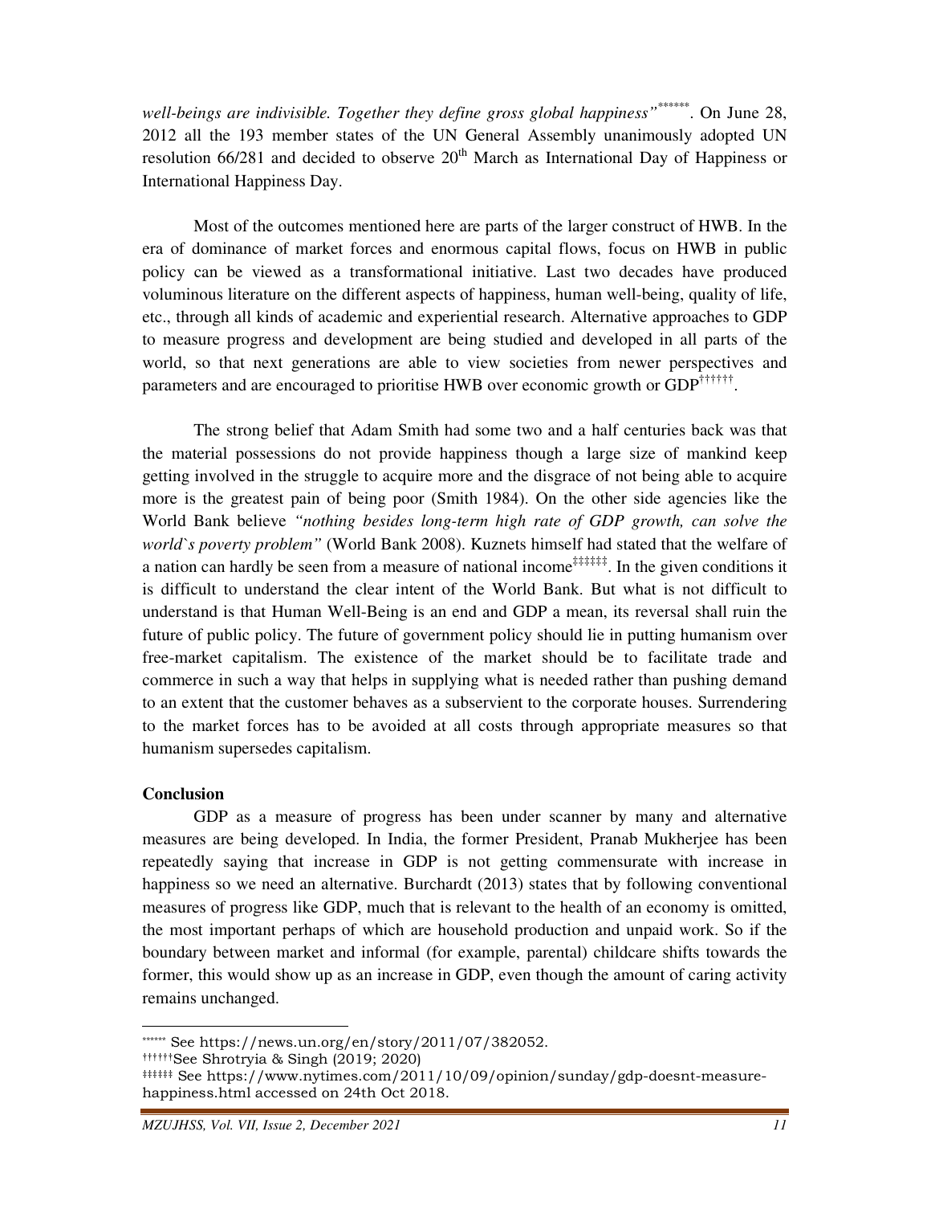*well-beings are indivisible. Together they define gross global happiness"*[******]. On June 28, 2012 all the 193 member states of the UN General Assembly unanimously adopted UN resolution 66/281 and decided to observe 20th March as International Day of Happiness or International Happiness Day.

Most of the outcomes mentioned here are parts of the larger construct of HWB. In the era of dominance of market forces and enormous capital flows, focus on HWB in public policy can be viewed as a transformational initiative. Last two decades have produced voluminous literature on the different aspects of happiness, human well-being, quality of life, etc., through all kinds of academic and experiential research. Alternative approaches to GDP to measure progress and development are being studied and developed in all parts of the world, so that next generations are able to view societies from newer perspectives and parameters and are encouraged to prioritise HWB over economic growth or GDP[††††††].

The strong belief that Adam Smith had some two and a half centuries back was that the material possessions do not provide happiness though a large size of mankind keep getting involved in the struggle to acquire more and the disgrace of not being able to acquire more is the greatest pain of being poor (Smith 1984). On the other side agencies like the World Bank believe *"nothing besides long-term high rate of GDP growth, can solve the world`s poverty problem"* (World Bank 2008). Kuznets himself had stated that the welfare of a nation can hardly be seen from a measure of national income[‡‡‡‡‡‡]. In the given conditions it is difficult to understand the clear intent of the World Bank. But what is not difficult to understand is that Human Well-Being is an end and GDP a mean, its reversal shall ruin the future of public policy. The future of government policy should lie in putting humanism over free-market capitalism. The existence of the market should be to facilitate trade and commerce in such a way that helps in supplying what is needed rather than pushing demand to an extent that the customer behaves as a subservient to the corporate houses. Surrendering to the market forces has to be avoided at all costs through appropriate measures so that humanism supersedes capitalism.

**Conclusion**

GDP as a measure of progress has been under scanner by many and alternative measures are being developed. In India, the former President, Pranab Mukherjee has been repeatedly saying that increase in GDP is not getting commensurate with increase in happiness so we need an alternative. Burchardt (2013) states that by following conventional measures of progress like GDP, much that is relevant to the health of an economy is omitted, the most important perhaps of which are household production and unpaid work. So if the boundary between market and informal (for example, parental) childcare shifts towards the former, this would show up as an increase in GDP, even though the amount of caring activity remains unchanged.

---

[******] See https://news.un.org/en/story/2011/07/382052.

[††††††] See Shrotryia & Singh (2019; 2020)

[‡‡‡‡‡‡] See https://www.nytimes.com/2011/10/09/opinion/sunday/gdp-doesnt-measure-happiness.html accessed on 24th Oct 2018.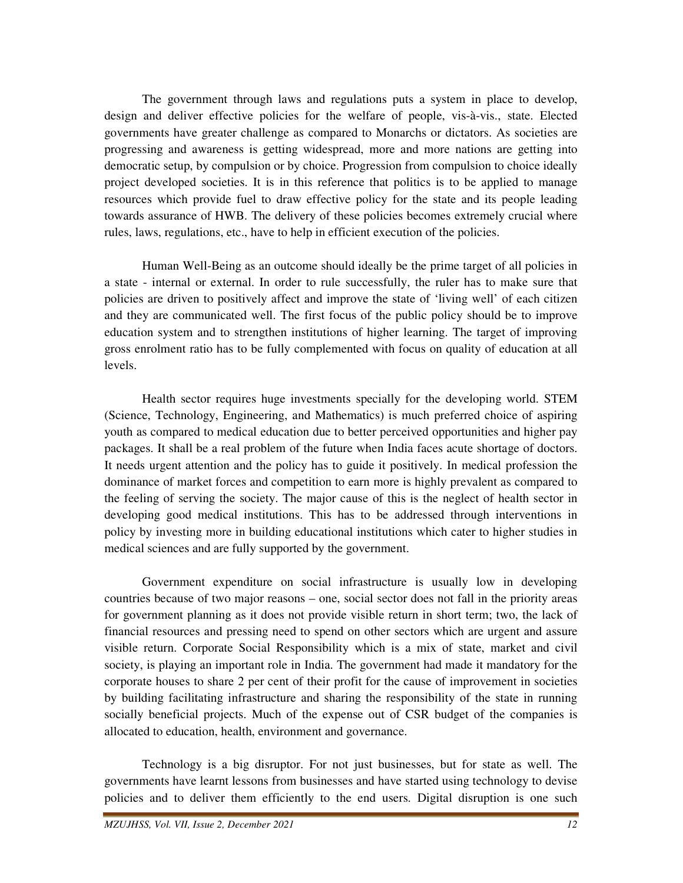The government through laws and regulations puts a system in place to develop, design and deliver effective policies for the welfare of people, vis-à-vis., state. Elected governments have greater challenge as compared to Monarchs or dictators. As societies are progressing and awareness is getting widespread, more and more nations are getting into democratic setup, by compulsion or by choice. Progression from compulsion to choice ideally project developed societies. It is in this reference that politics is to be applied to manage resources which provide fuel to draw effective policy for the state and its people leading towards assurance of HWB. The delivery of these policies becomes extremely crucial where rules, laws, regulations, etc., have to help in efficient execution of the policies.

Human Well-Being as an outcome should ideally be the prime target of all policies in a state - internal or external. In order to rule successfully, the ruler has to make sure that policies are driven to positively affect and improve the state of 'living well' of each citizen and they are communicated well. The first focus of the public policy should be to improve education system and to strengthen institutions of higher learning. The target of improving gross enrolment ratio has to be fully complemented with focus on quality of education at all levels.

Health sector requires huge investments specially for the developing world. STEM (Science, Technology, Engineering, and Mathematics) is much preferred choice of aspiring youth as compared to medical education due to better perceived opportunities and higher pay packages. It shall be a real problem of the future when India faces acute shortage of doctors. It needs urgent attention and the policy has to guide it positively. In medical profession the dominance of market forces and competition to earn more is highly prevalent as compared to the feeling of serving the society. The major cause of this is the neglect of health sector in developing good medical institutions. This has to be addressed through interventions in policy by investing more in building educational institutions which cater to higher studies in medical sciences and are fully supported by the government.

Government expenditure on social infrastructure is usually low in developing countries because of two major reasons – one, social sector does not fall in the priority areas for government planning as it does not provide visible return in short term; two, the lack of financial resources and pressing need to spend on other sectors which are urgent and assure visible return. Corporate Social Responsibility which is a mix of state, market and civil society, is playing an important role in India. The government had made it mandatory for the corporate houses to share 2 per cent of their profit for the cause of improvement in societies by building facilitating infrastructure and sharing the responsibility of the state in running socially beneficial projects. Much of the expense out of CSR budget of the companies is allocated to education, health, environment and governance.

Technology is a big disruptor. For not just businesses, but for state as well. The governments have learnt lessons from businesses and have started using technology to devise policies and to deliver them efficiently to the end users. Digital disruption is one such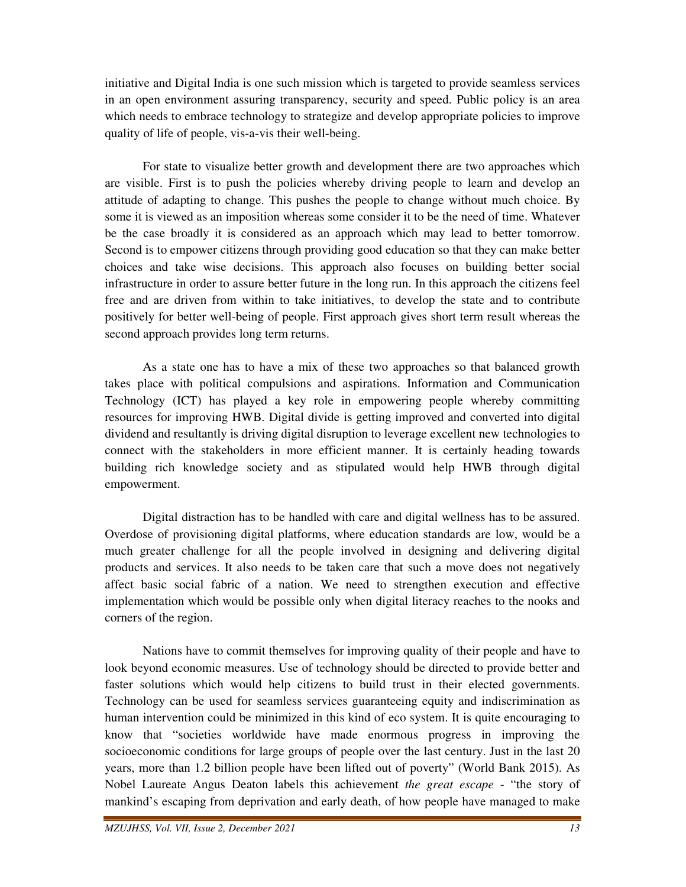initiative and Digital India is one such mission which is targeted to provide seamless services in an open environment assuring transparency, security and speed. Public policy is an area which needs to embrace technology to strategize and develop appropriate policies to improve quality of life of people, vis-a-vis their well-being.

For state to visualize better growth and development there are two approaches which are visible. First is to push the policies whereby driving people to learn and develop an attitude of adapting to change. This pushes the people to change without much choice. By some it is viewed as an imposition whereas some consider it to be the need of time. Whatever be the case broadly it is considered as an approach which may lead to better tomorrow. Second is to empower citizens through providing good education so that they can make better choices and take wise decisions. This approach also focuses on building better social infrastructure in order to assure better future in the long run. In this approach the citizens feel free and are driven from within to take initiatives, to develop the state and to contribute positively for better well-being of people. First approach gives short term result whereas the second approach provides long term returns.

As a state one has to have a mix of these two approaches so that balanced growth takes place with political compulsions and aspirations. Information and Communication Technology (ICT) has played a key role in empowering people whereby committing resources for improving HWB. Digital divide is getting improved and converted into digital dividend and resultantly is driving digital disruption to leverage excellent new technologies to connect with the stakeholders in more efficient manner. It is certainly heading towards building rich knowledge society and as stipulated would help HWB through digital empowerment.

Digital distraction has to be handled with care and digital wellness has to be assured. Overdose of provisioning digital platforms, where education standards are low, would be a much greater challenge for all the people involved in designing and delivering digital products and services. It also needs to be taken care that such a move does not negatively affect basic social fabric of a nation. We need to strengthen execution and effective implementation which would be possible only when digital literacy reaches to the nooks and corners of the region.

Nations have to commit themselves for improving quality of their people and have to look beyond economic measures. Use of technology should be directed to provide better and faster solutions which would help citizens to build trust in their elected governments. Technology can be used for seamless services guaranteeing equity and indiscrimination as human intervention could be minimized in this kind of eco system. It is quite encouraging to know that "societies worldwide have made enormous progress in improving the socioeconomic conditions for large groups of people over the last century. Just in the last 20 years, more than 1.2 billion people have been lifted out of poverty" (World Bank 2015). As Nobel Laureate Angus Deaton labels this achievement *the great escape* - "the story of mankind's escaping from deprivation and early death, of how people have managed to make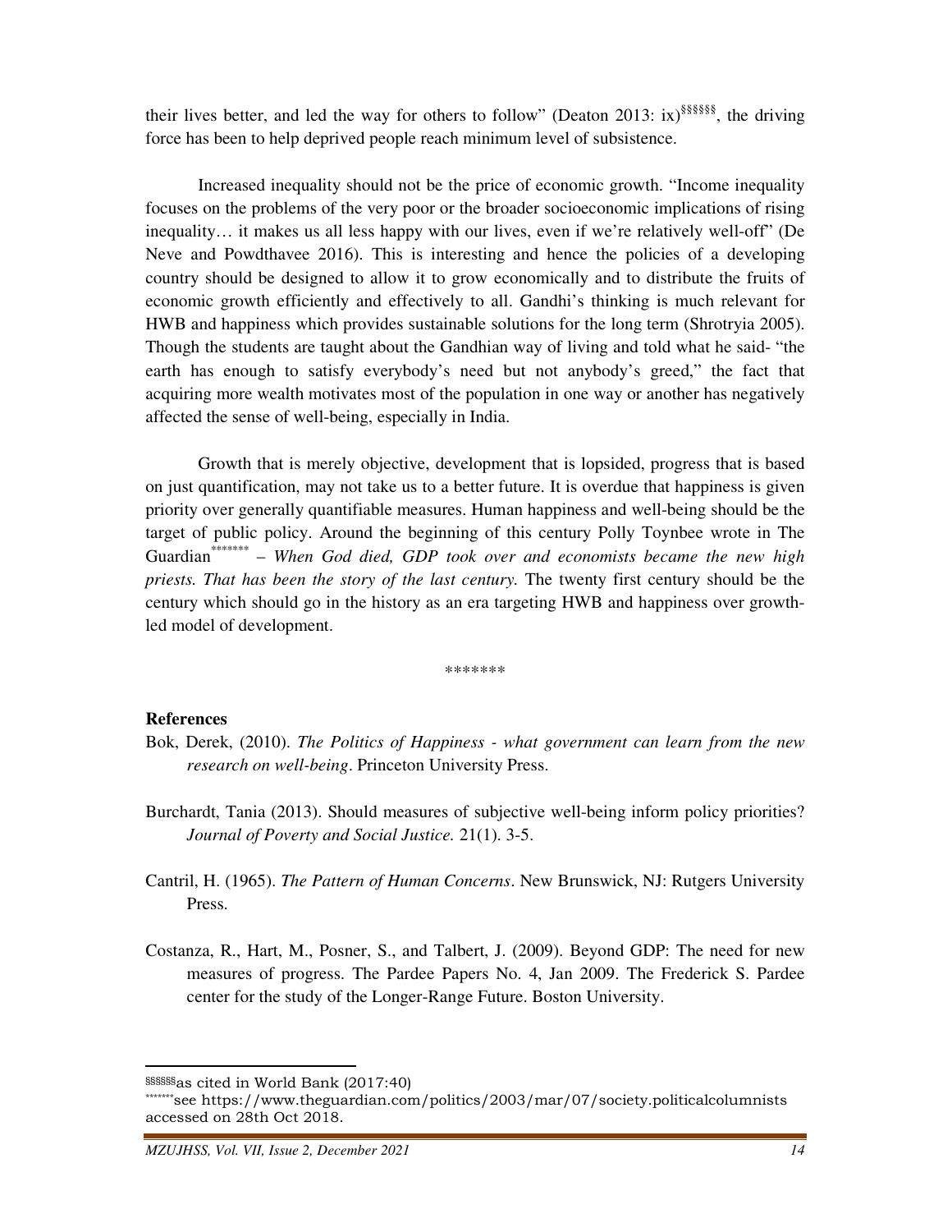their lives better, and led the way for others to follow" (Deaton 2013: ix)[§§§§§§], the driving force has been to help deprived people reach minimum level of subsistence.

Increased inequality should not be the price of economic growth. "Income inequality focuses on the problems of the very poor or the broader socioeconomic implications of rising inequality… it makes us all less happy with our lives, even if we're relatively well-off" (De Neve and Powdthavee 2016). This is interesting and hence the policies of a developing country should be designed to allow it to grow economically and to distribute the fruits of economic growth efficiently and effectively to all. Gandhi's thinking is much relevant for HWB and happiness which provides sustainable solutions for the long term (Shrotryia 2005). Though the students are taught about the Gandhian way of living and told what he said- "the earth has enough to satisfy everybody's need but not anybody's greed," the fact that acquiring more wealth motivates most of the population in one way or another has negatively affected the sense of well-being, especially in India.

Growth that is merely objective, development that is lopsided, progress that is based on just quantification, may not take us to a better future. It is overdue that happiness is given priority over generally quantifiable measures. Human happiness and well-being should be the target of public policy. Around the beginning of this century Polly Toynbee wrote in The Guardian[*******] – *When God died, GDP took over and economists became the new high priests. That has been the story of the last century.* The twenty first century should be the century which should go in the history as an era targeting HWB and happiness over growth-led model of development.

*******

**References**

Bok, Derek, (2010). *The Politics of Happiness - what government can learn from the new research on well-being*. Princeton University Press.

Burchardt, Tania (2013). Should measures of subjective well-being inform policy priorities? *Journal of Poverty and Social Justice.* 21(1). 3-5.

Cantril, H. (1965). *The Pattern of Human Concerns*. New Brunswick, NJ: Rutgers University Press.

Costanza, R., Hart, M., Posner, S., and Talbert, J. (2009). Beyond GDP: The need for new measures of progress. The Pardee Papers No. 4, Jan 2009. The Frederick S. Pardee center for the study of the Longer-Range Future. Boston University.

---

[§§§§§§] as cited in World Bank (2017:40)

[*******] see https://www.theguardian.com/politics/2003/mar/07/society.politicalcolumnists accessed on 28th Oct 2018.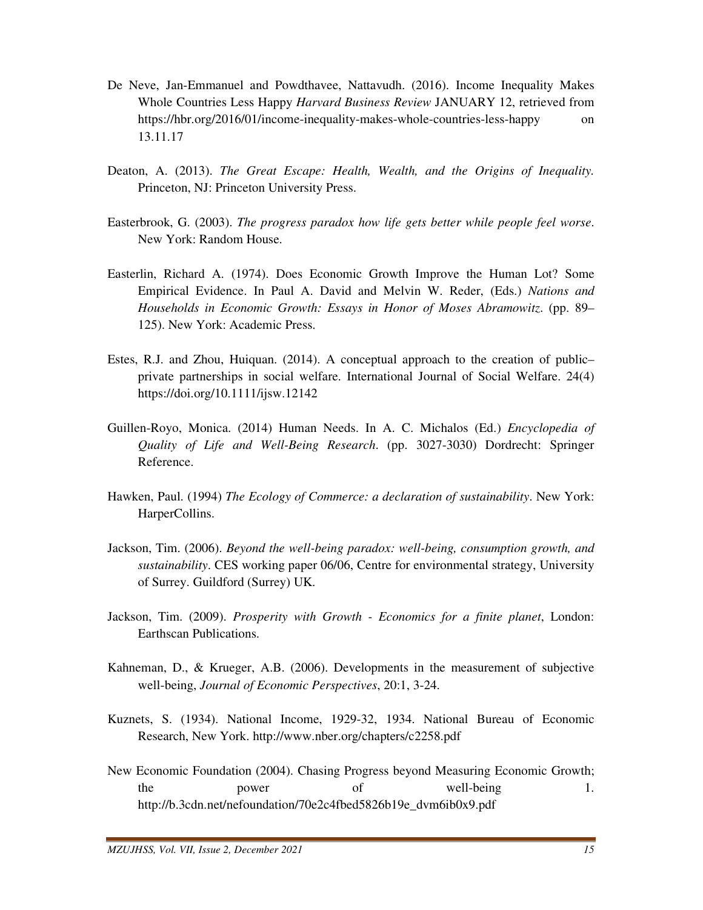De Neve, Jan-Emmanuel and Powdthavee, Nattavudh. (2016). Income Inequality Makes Whole Countries Less Happy *Harvard Business Review* JANUARY 12, retrieved from https://hbr.org/2016/01/income-inequality-makes-whole-countries-less-happy on 13.11.17

Deaton, A. (2013). *The Great Escape: Health, Wealth, and the Origins of Inequality.* Princeton, NJ: Princeton University Press.

Easterbrook, G. (2003). *The progress paradox how life gets better while people feel worse*. New York: Random House.

Easterlin, Richard A. (1974). Does Economic Growth Improve the Human Lot? Some Empirical Evidence. In Paul A. David and Melvin W. Reder, (Eds.) *Nations and Households in Economic Growth: Essays in Honor of Moses Abramowitz*. (pp. 89–125). New York: Academic Press.

Estes, R.J. and Zhou, Huiquan. (2014). A conceptual approach to the creation of public–private partnerships in social welfare. International Journal of Social Welfare. 24(4) https://doi.org/10.1111/ijsw.12142

Guillen-Royo, Monica. (2014) Human Needs. In A. C. Michalos (Ed.) *Encyclopedia of Quality of Life and Well-Being Research*. (pp. 3027-3030) Dordrecht: Springer Reference.

Hawken, Paul. (1994) *The Ecology of Commerce: a declaration of sustainability*. New York: HarperCollins.

Jackson, Tim. (2006). *Beyond the well-being paradox: well-being, consumption growth, and sustainability*. CES working paper 06/06, Centre for environmental strategy, University of Surrey. Guildford (Surrey) UK.

Jackson, Tim. (2009). *Prosperity with Growth - Economics for a finite planet*, London: Earthscan Publications.

Kahneman, D., & Krueger, A.B. (2006). Developments in the measurement of subjective well-being, *Journal of Economic Perspectives*, 20:1, 3-24.

Kuznets, S. (1934). National Income, 1929-32, 1934. National Bureau of Economic Research, New York. http://www.nber.org/chapters/c2258.pdf

New Economic Foundation (2004). Chasing Progress beyond Measuring Economic Growth; the power of well-being 1. http://b.3cdn.net/nefoundation/70e2c4fbed5826b19e_dvm6ib0x9.pdf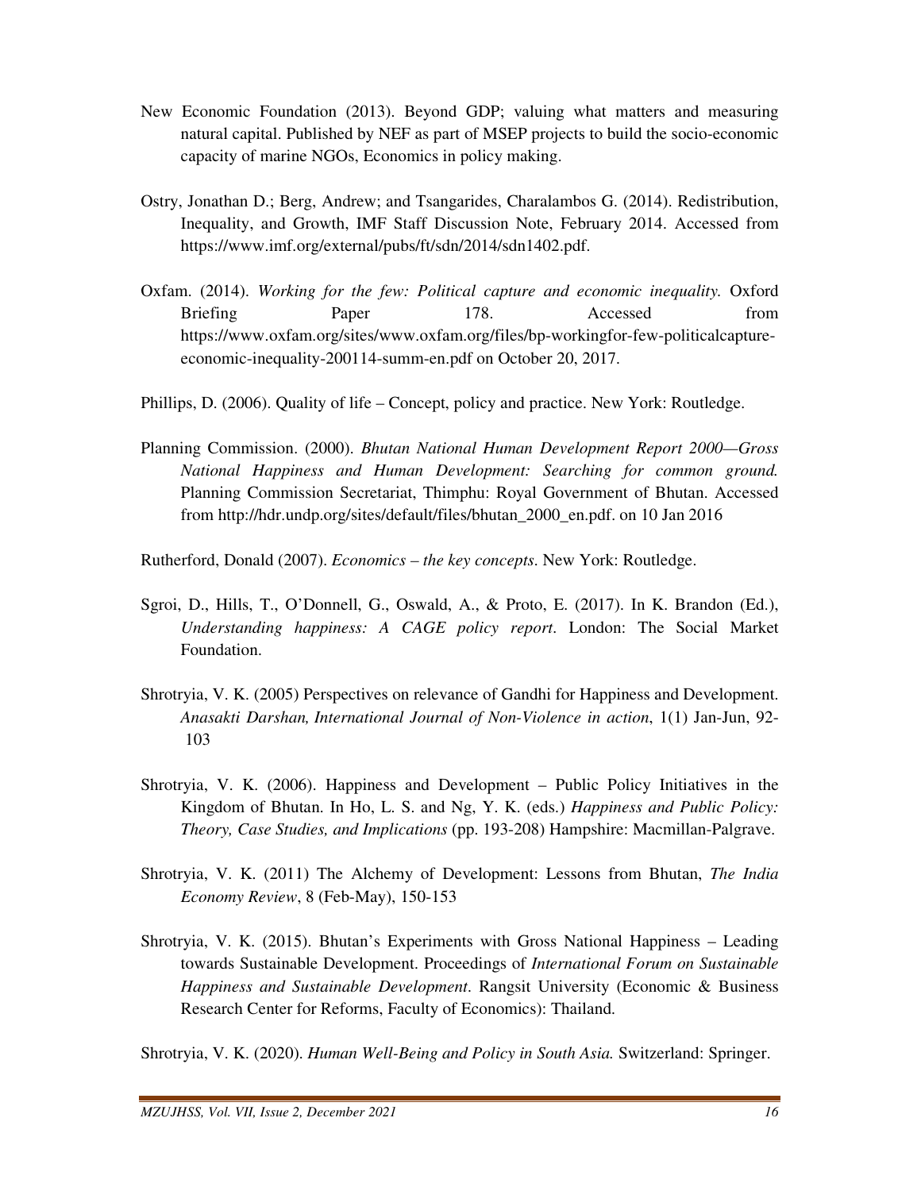New Economic Foundation (2013). Beyond GDP; valuing what matters and measuring natural capital. Published by NEF as part of MSEP projects to build the socio-economic capacity of marine NGOs, Economics in policy making.

Ostry, Jonathan D.; Berg, Andrew; and Tsangarides, Charalambos G. (2014). Redistribution, Inequality, and Growth, IMF Staff Discussion Note, February 2014. Accessed from https://www.imf.org/external/pubs/ft/sdn/2014/sdn1402.pdf.

Oxfam. (2014). *Working for the few: Political capture and economic inequality.* Oxford Briefing Paper 178. Accessed from https://www.oxfam.org/sites/www.oxfam.org/files/bp-workingfor-few-politicalcapture-economic-inequality-200114-summ-en.pdf on October 20, 2017.

Phillips, D. (2006). Quality of life – Concept, policy and practice. New York: Routledge.

Planning Commission. (2000). *Bhutan National Human Development Report 2000—Gross National Happiness and Human Development: Searching for common ground.* Planning Commission Secretariat, Thimphu: Royal Government of Bhutan. Accessed from http://hdr.undp.org/sites/default/files/bhutan_2000_en.pdf. on 10 Jan 2016

Rutherford, Donald (2007). *Economics – the key concepts*. New York: Routledge.

Sgroi, D., Hills, T., O'Donnell, G., Oswald, A., & Proto, E. (2017). In K. Brandon (Ed.), *Understanding happiness: A CAGE policy report*. London: The Social Market Foundation.

Shrotryia, V. K. (2005) Perspectives on relevance of Gandhi for Happiness and Development. *Anasakti Darshan, International Journal of Non-Violence in action*, 1(1) Jan-Jun, 92-103

Shrotryia, V. K. (2006). Happiness and Development – Public Policy Initiatives in the Kingdom of Bhutan. In Ho, L. S. and Ng, Y. K. (eds.) *Happiness and Public Policy: Theory, Case Studies, and Implications* (pp. 193-208) Hampshire: Macmillan-Palgrave.

Shrotryia, V. K. (2011) The Alchemy of Development: Lessons from Bhutan, *The India Economy Review*, 8 (Feb-May), 150-153

Shrotryia, V. K. (2015). Bhutan's Experiments with Gross National Happiness – Leading towards Sustainable Development. Proceedings of *International Forum on Sustainable Happiness and Sustainable Development*. Rangsit University (Economic & Business Research Center for Reforms, Faculty of Economics): Thailand.

Shrotryia, V. K. (2020). *Human Well-Being and Policy in South Asia.* Switzerland: Springer.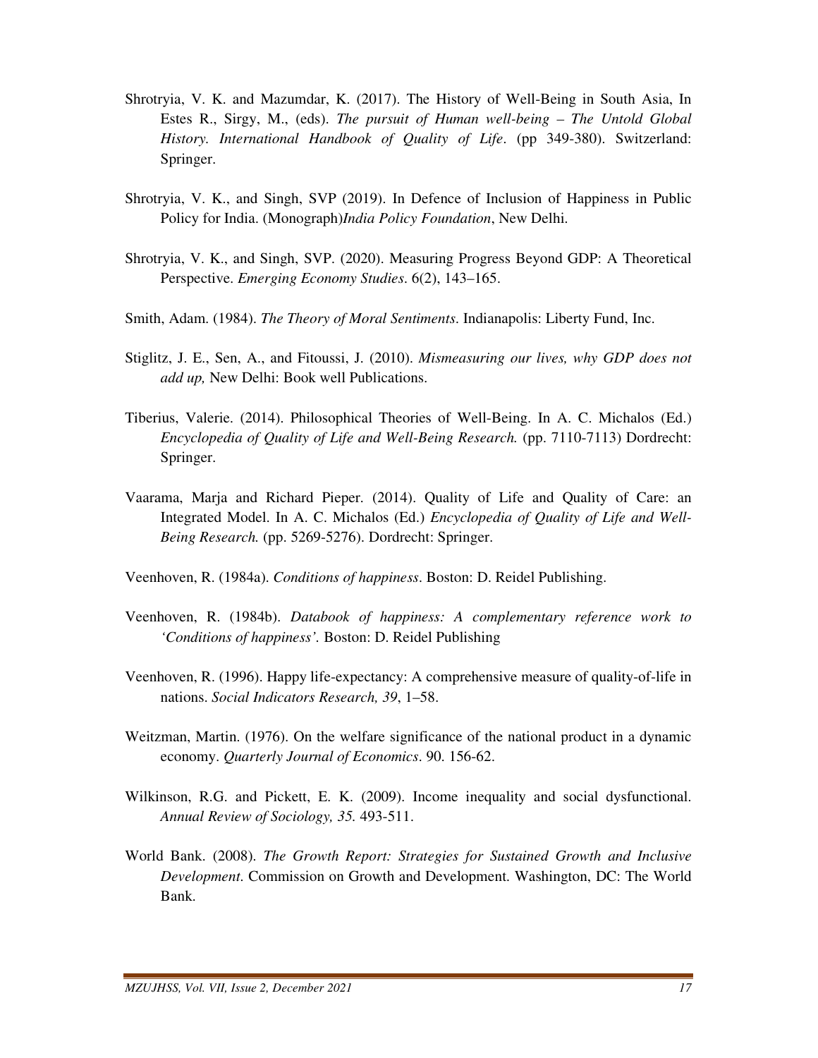Shrotryia, V. K. and Mazumdar, K. (2017). The History of Well-Being in South Asia, In Estes R., Sirgy, M., (eds). *The pursuit of Human well-being – The Untold Global History. International Handbook of Quality of Life*. (pp 349-380). Switzerland: Springer.

Shrotryia, V. K., and Singh, SVP (2019). In Defence of Inclusion of Happiness in Public Policy for India. (Monograph)*India Policy Foundation*, New Delhi.

Shrotryia, V. K., and Singh, SVP. (2020). Measuring Progress Beyond GDP: A Theoretical Perspective. *Emerging Economy Studies*. 6(2), 143–165.

Smith, Adam. (1984). *The Theory of Moral Sentiments*. Indianapolis: Liberty Fund, Inc.

Stiglitz, J. E., Sen, A., and Fitoussi, J. (2010). *Mismeasuring our lives, why GDP does not add up,* New Delhi: Book well Publications.

Tiberius, Valerie. (2014). Philosophical Theories of Well-Being. In A. C. Michalos (Ed.) *Encyclopedia of Quality of Life and Well-Being Research.* (pp. 7110-7113) Dordrecht: Springer.

Vaarama, Marja and Richard Pieper. (2014). Quality of Life and Quality of Care: an Integrated Model. In A. C. Michalos (Ed.) *Encyclopedia of Quality of Life and Well-Being Research.* (pp. 5269-5276). Dordrecht: Springer.

Veenhoven, R. (1984a). *Conditions of happiness*. Boston: D. Reidel Publishing.

Veenhoven, R. (1984b). *Databook of happiness: A complementary reference work to 'Conditions of happiness'.* Boston: D. Reidel Publishing

Veenhoven, R. (1996). Happy life-expectancy: A comprehensive measure of quality-of-life in nations. *Social Indicators Research, 39*, 1–58.

Weitzman, Martin. (1976). On the welfare significance of the national product in a dynamic economy. *Quarterly Journal of Economics*. 90. 156-62.

Wilkinson, R.G. and Pickett, E. K. (2009). Income inequality and social dysfunctional. *Annual Review of Sociology, 35.* 493-511.

World Bank. (2008). *The Growth Report: Strategies for Sustained Growth and Inclusive Development*. Commission on Growth and Development. Washington, DC: The World Bank.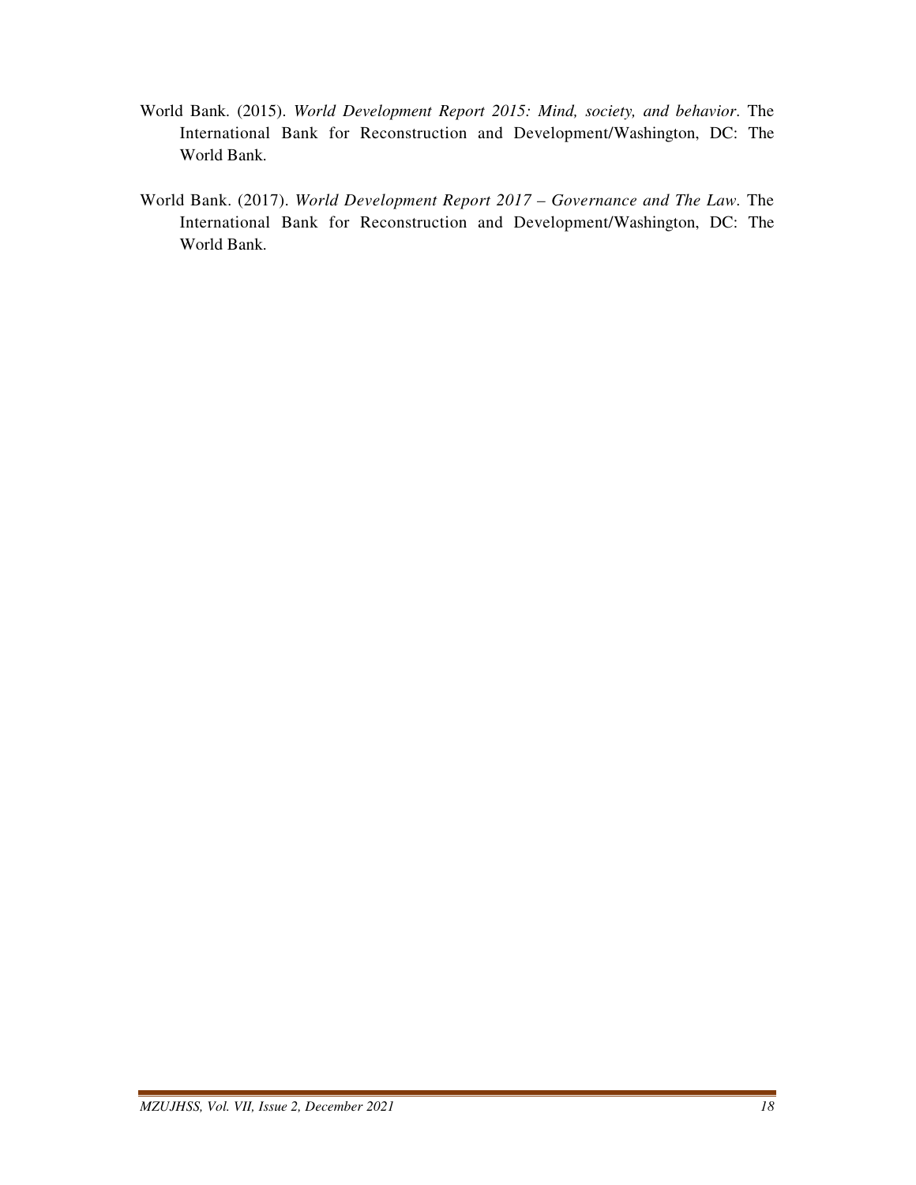World Bank. (2015). *World Development Report 2015: Mind, society, and behavior*. The International Bank for Reconstruction and Development/Washington, DC: The World Bank.

World Bank. (2017). *World Development Report 2017 – Governance and The Law*. The International Bank for Reconstruction and Development/Washington, DC: The World Bank.